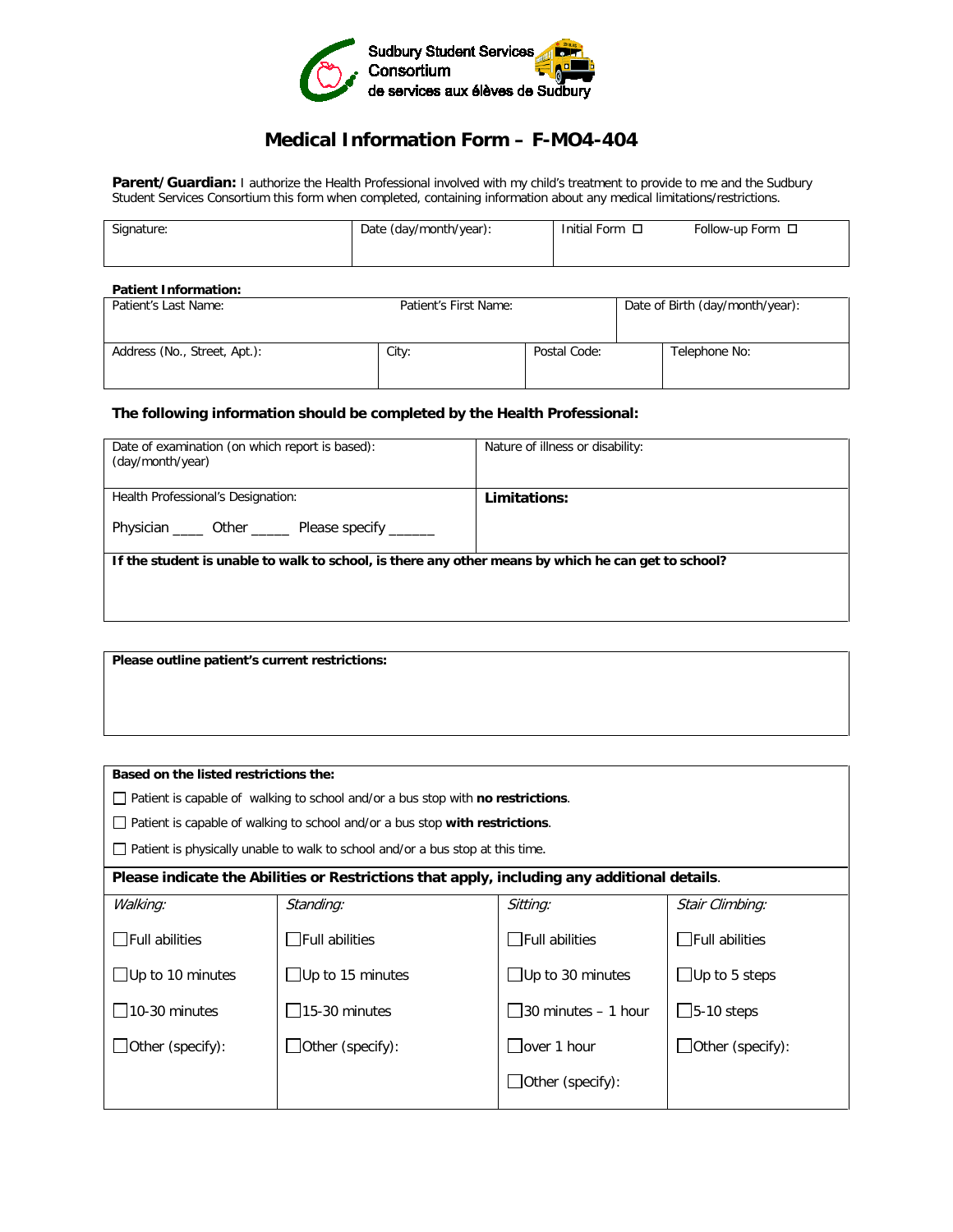Sudbury Student Services Consortium
de services aux élèves de Sudbury

# Medical Information Form – F-MO4-404

**Parent/Guardian:** I authorize the Health Professional involved with my child's treatment to provide to me and the Sudbury Student Services Consortium this form when completed, containing information about any medical limitations/restrictions.

| Signature: | Date (day/month/year): | Initial Form ☐ Follow-up Form ☐ |
|---|---|---|
| | | |

**Patient Information:**

| Patient's Last Name: | Patient's First Name: | | Date of Birth (day/month/year): |
|---|---|---|---|
| Address (No., Street, Apt.): | City: | Postal Code: | Telephone No: |

**The following information should be completed by the Health Professional:**

| Date of examination (on which report is based): (day/month/year) | Nature of illness or disability: |
|---|---|
| Health Professional's Designation: Physician ____ Other _____ Please specify ______ | **Limitations:** |
| **If the student is unable to walk to school, is there any other means by which he can get to school?** | |

**Please outline patient's current restrictions:**

**Based on the listed restrictions the:**

- ☐ Patient is capable of walking to school and/or a bus stop with **no restrictions**.
- ☐ Patient is capable of walking to school and/or a bus stop **with restrictions**.
- ☐ Patient is physically unable to walk to school and/or a bus stop at this time.

**Please indicate the Abilities or Restrictions that apply, including any additional details.**

| *Walking:* | *Standing:* | *Sitting:* | *Stair Climbing:* |
|---|---|---|---|
| ☐Full abilities | ☐Full abilities | ☐Full abilities | ☐Full abilities |
| ☐Up to 10 minutes | ☐Up to 15 minutes | ☐Up to 30 minutes | ☐Up to 5 steps |
| ☐10-30 minutes | ☐15-30 minutes | ☐30 minutes – 1 hour | ☐5-10 steps |
| ☐Other (specify): | ☐Other (specify): | ☐over 1 hour | ☐Other (specify): |
| | | ☐Other (specify): | |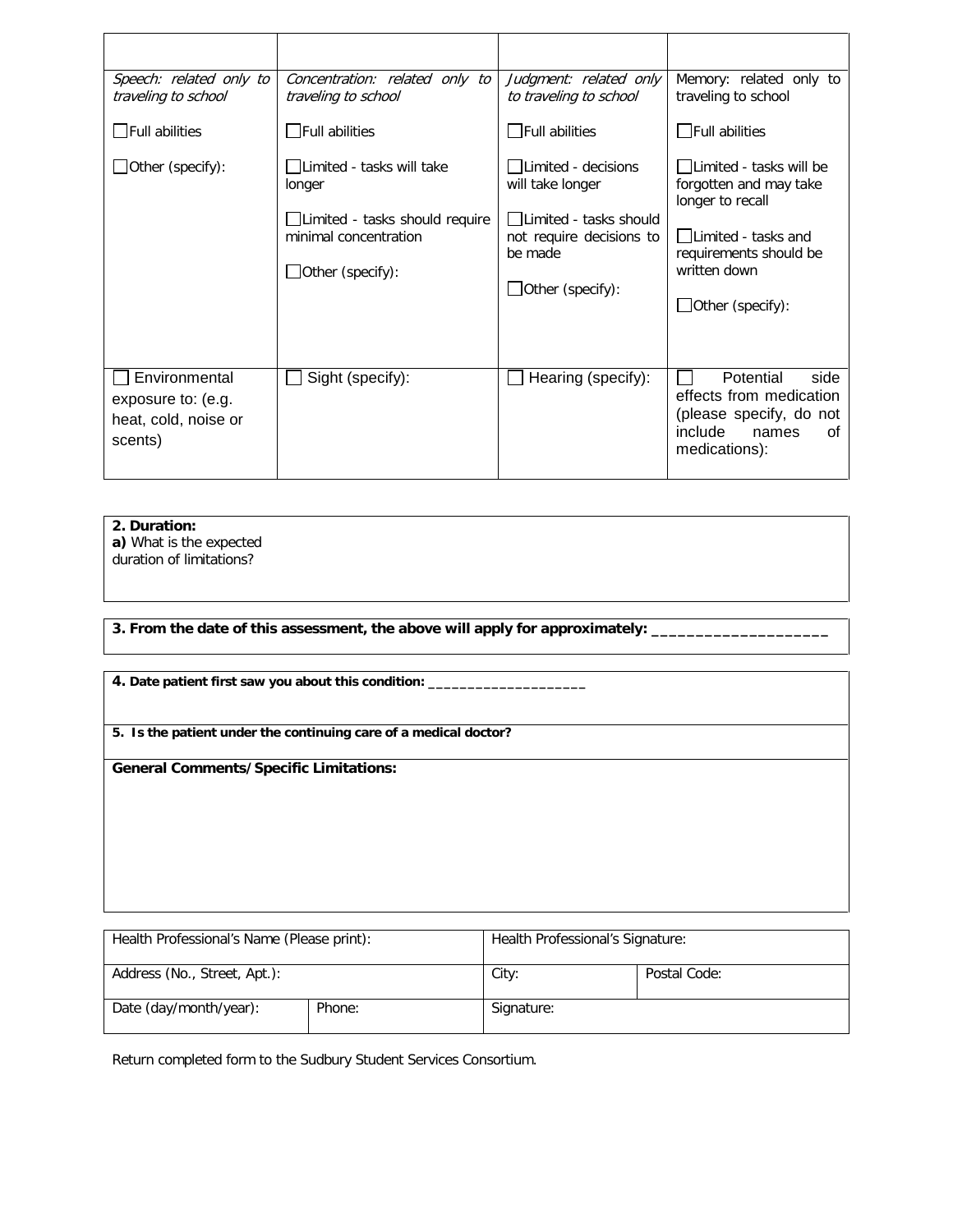| | | | |
|---|---|---|---|
| | | | |
| *Speech: related only to traveling to school*<br><br>☐Full abilities<br><br>☐Other (specify): | *Concentration: related only to traveling to school*<br><br>☐Full abilities<br><br>☐Limited - tasks will take longer<br><br>☐Limited - tasks should require minimal concentration<br><br>☐Other (specify): | *Judgment: related only to traveling to school*<br><br>☐Full abilities<br><br>☐Limited - decisions will take longer<br><br>☐Limited - tasks should not require decisions to be made<br><br>☐Other (specify): | Memory: related only to traveling to school<br><br>☐Full abilities<br><br>☐Limited - tasks will be forgotten and may take longer to recall<br><br>☐Limited - tasks and requirements should be written down<br><br>☐Other (specify): |
| ☐ Environmental exposure to: (e.g. heat, cold, noise or scents) | ☐ Sight (specify): | ☐ Hearing (specify): | ☐ Potential side effects from medication (please specify, do not include names of medications): |

**2. Duration:**
**a)** What is the expected duration of limitations?

**3. From the date of this assessment, the above will apply for approximately: ____________________**

**4. Date patient first saw you about this condition: ____________________**

**5. Is the patient under the continuing care of a medical doctor?**

**General Comments/Specific Limitations:**

| | | | |
|---|---|---|---|
| Health Professional's Name (Please print): | | Health Professional's Signature: | |
| Address (No., Street, Apt.): | | City: | Postal Code: |
| Date (day/month/year): | Phone: | Signature: | |

Return completed form to the Sudbury Student Services Consortium.